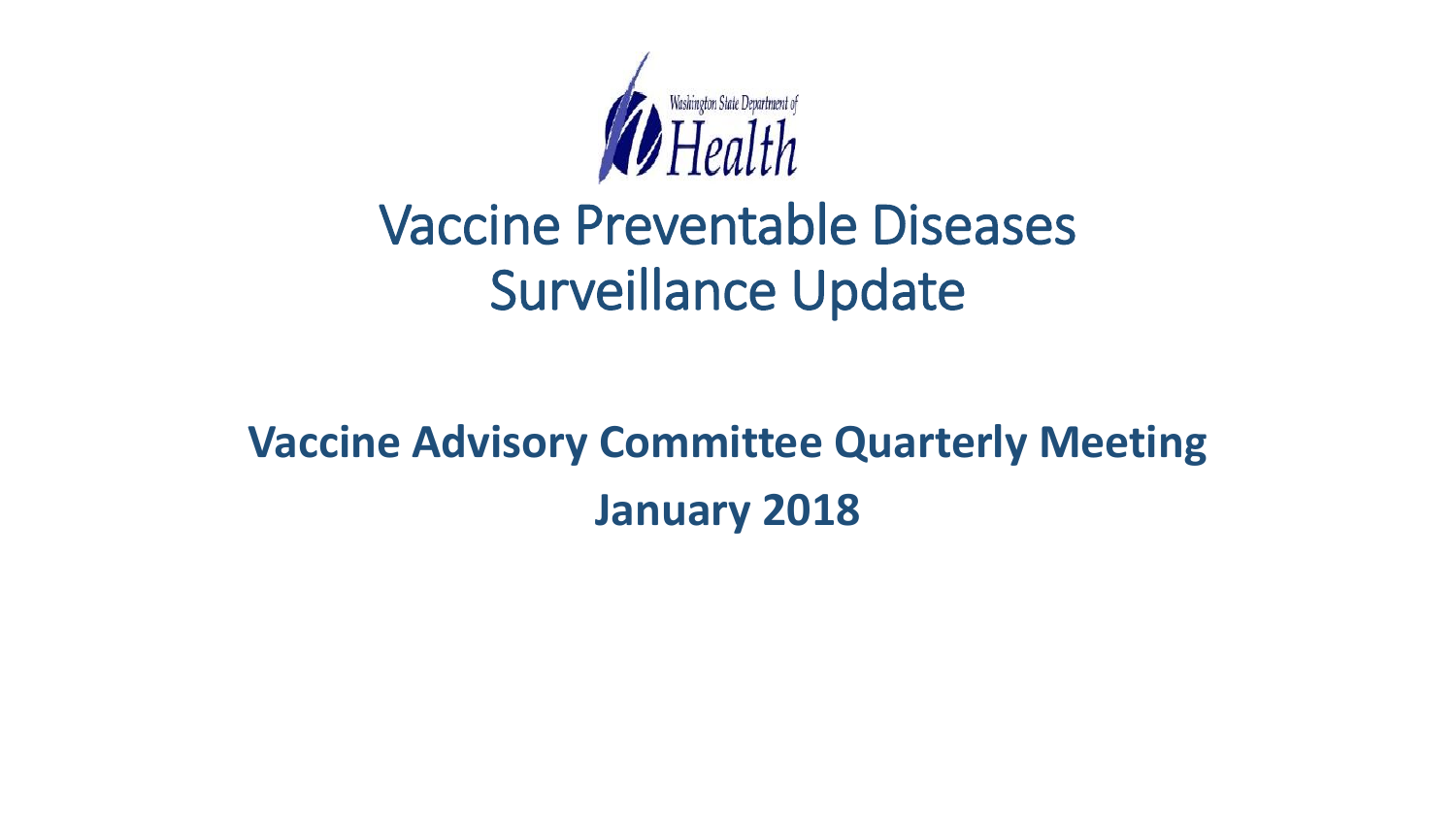Washington State Department of Health

# Vaccine Preventable Diseases Surveillance Update

**Vaccine Advisory Committee Quarterly Meeting**

**January 2018**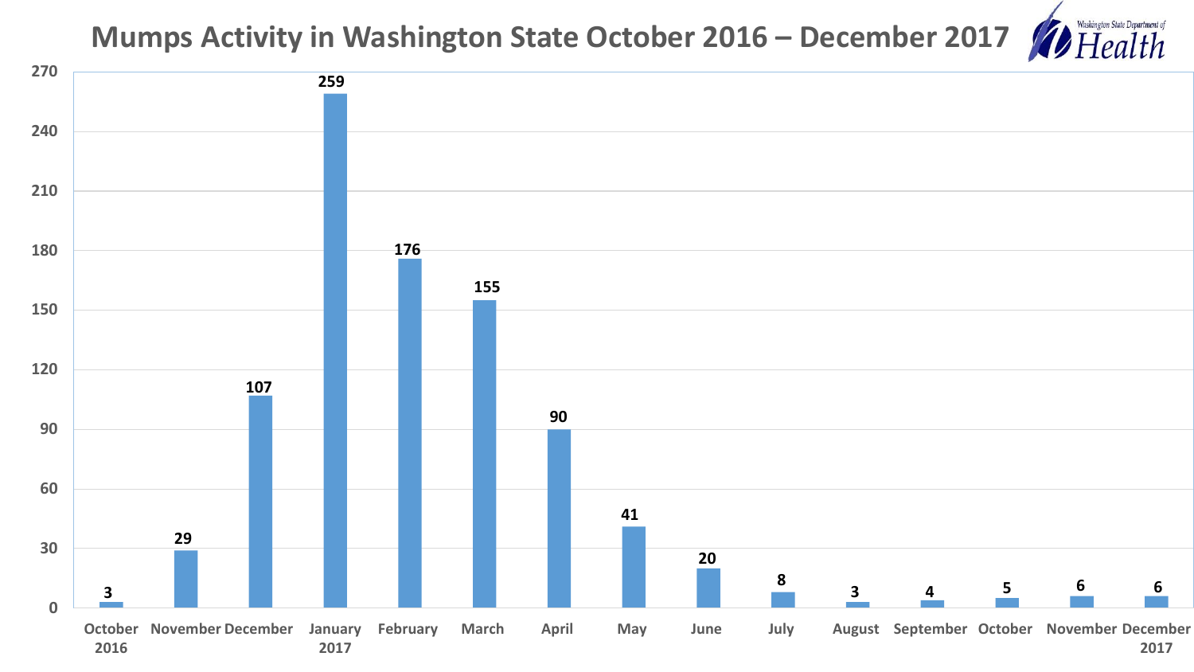# Mumps Activity in Washington State October 2016 – December 2017

Washington State Department of Health

| Month | Cases |
|---|---|
| October 2016 | 3 |
| November | 29 |
| December | 107 |
| January 2017 | 259 |
| February | 176 |
| March | 155 |
| April | 90 |
| May | 41 |
| June | 20 |
| July | 8 |
| August | 3 |
| September | 4 |
| October | 5 |
| November | 6 |
| December 2017 | 6 |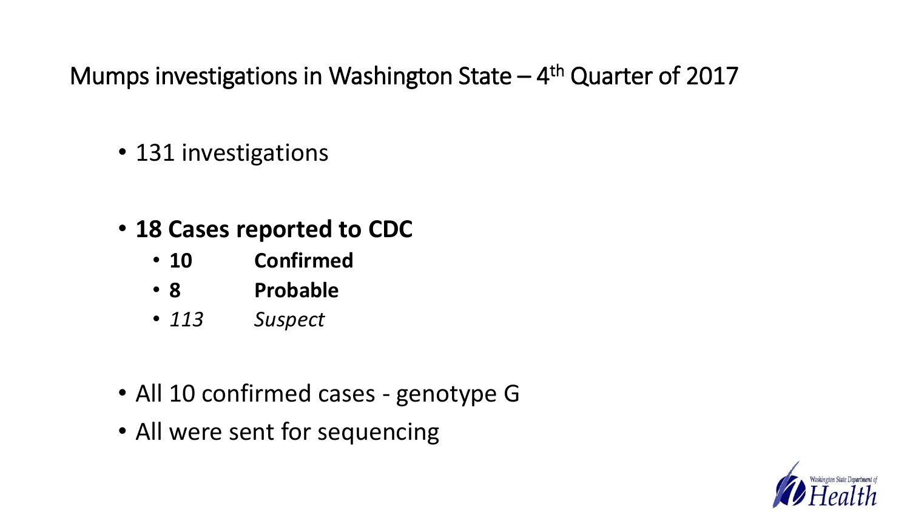# Mumps investigations in Washington State – 4th Quarter of 2017

- 131 investigations

- **18 Cases reported to CDC**
  - **10 Confirmed**
  - **8 Probable**
  - *113 Suspect*

- All 10 confirmed cases - genotype G
- All were sent for sequencing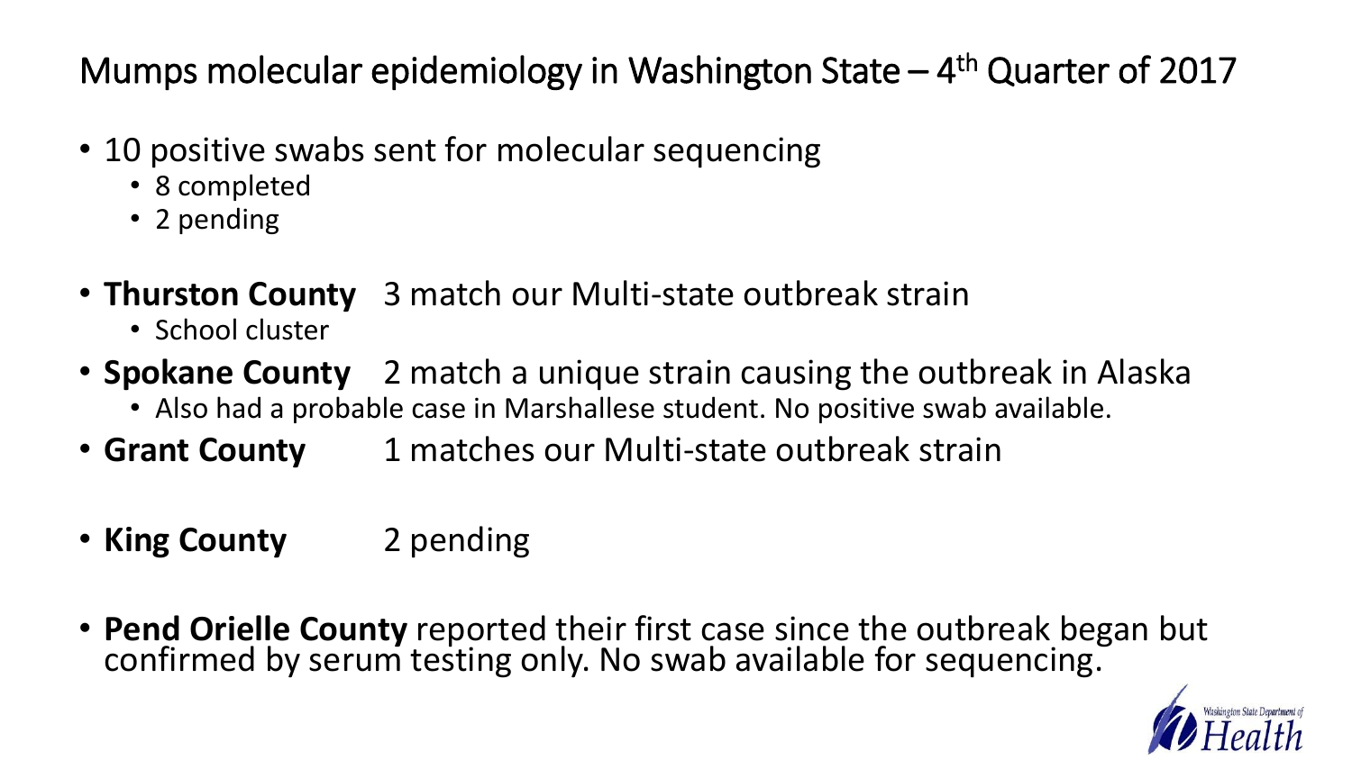# Mumps molecular epidemiology in Washington State – 4th Quarter of 2017

- 10 positive swabs sent for molecular sequencing
  - 8 completed
  - 2 pending

- **Thurston County** 3 match our Multi-state outbreak strain
  - School cluster
- **Spokane County** 2 match a unique strain causing the outbreak in Alaska
  - Also had a probable case in Marshallese student. No positive swab available.
- **Grant County** 1 matches our Multi-state outbreak strain

- **King County** 2 pending

- **Pend Orielle County** reported their first case since the outbreak began but confirmed by serum testing only. No swab available for sequencing.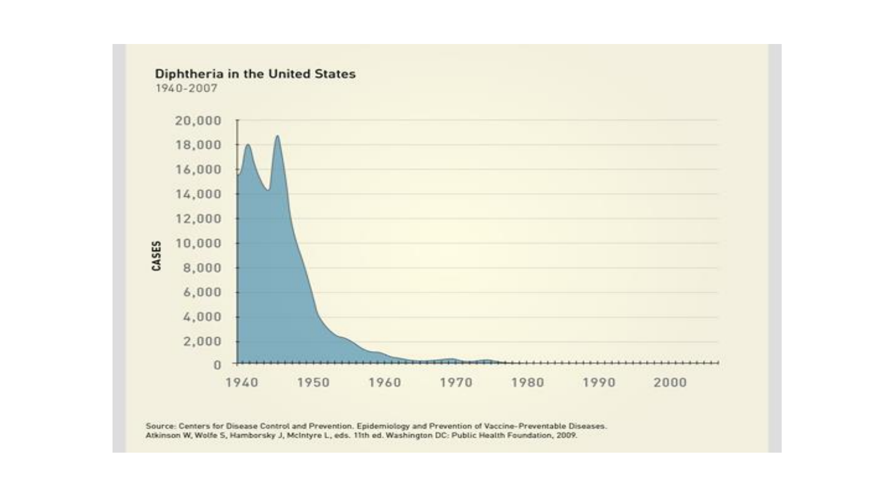**Diphtheria in the United States**

1940-2007

Source: Centers for Disease Control and Prevention. Epidemiology and Prevention of Vaccine-Preventable Diseases. Atkinson W, Wolfe S, Hamborsky J, McIntyre L, eds. 11th ed. Washington DC: Public Health Foundation, 2009.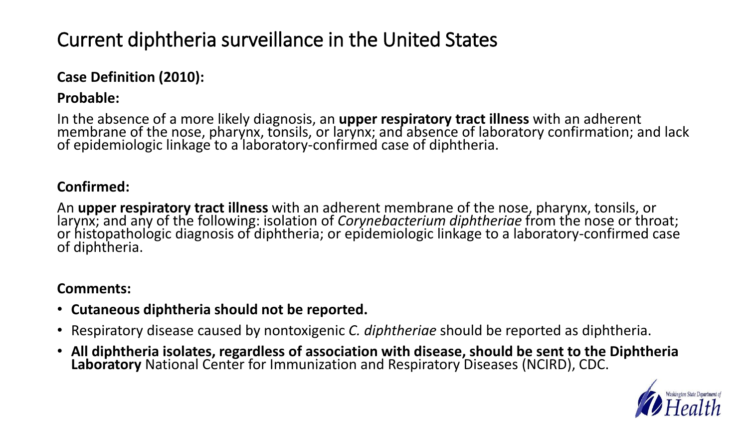# Current diphtheria surveillance in the United States

**Case Definition (2010):**

**Probable:**

In the absence of a more likely diagnosis, an **upper respiratory tract illness** with an adherent membrane of the nose, pharynx, tonsils, or larynx; and absence of laboratory confirmation; and lack of epidemiologic linkage to a laboratory-confirmed case of diphtheria.

**Confirmed:**

An **upper respiratory tract illness** with an adherent membrane of the nose, pharynx, tonsils, or larynx; and any of the following: isolation of *Corynebacterium diphtheriae* from the nose or throat; or histopathologic diagnosis of diphtheria; or epidemiologic linkage to a laboratory-confirmed case of diphtheria.

**Comments:**

- **Cutaneous diphtheria should not be reported.**
- Respiratory disease caused by nontoxigenic *C. diphtheriae* should be reported as diphtheria.
- **All diphtheria isolates, regardless of association with disease, should be sent to the Diphtheria Laboratory** National Center for Immunization and Respiratory Diseases (NCIRD), CDC.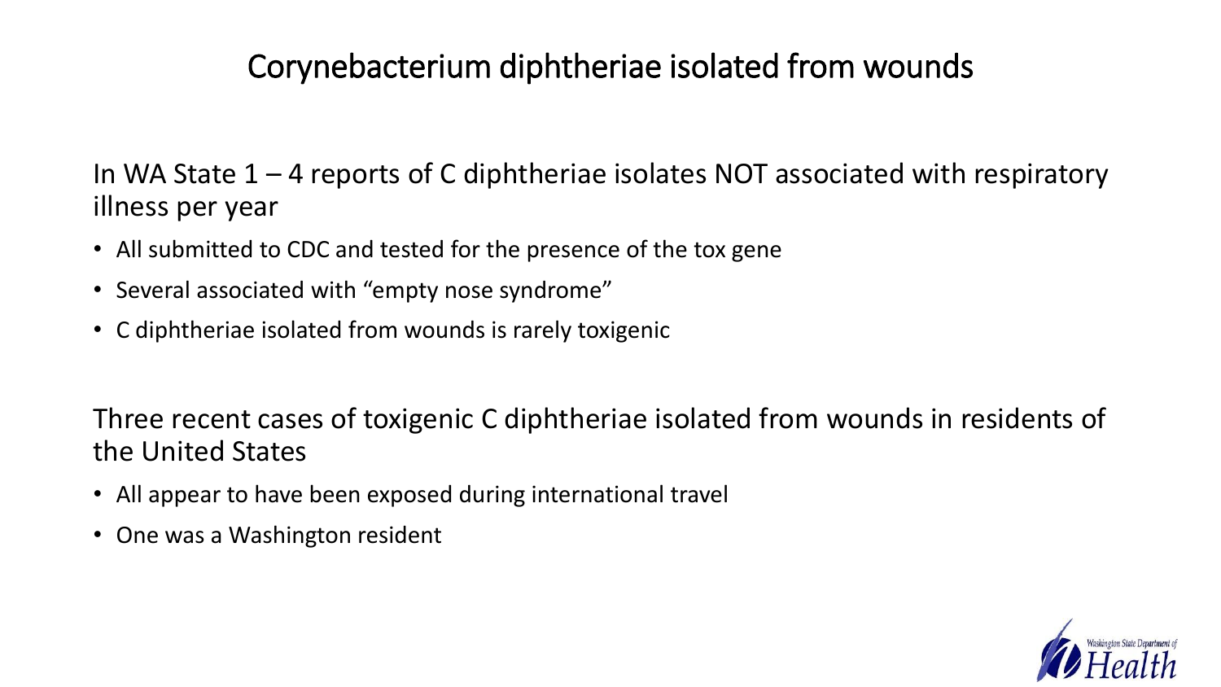# Corynebacterium diphtheriae isolated from wounds

In WA State 1 – 4 reports of C diphtheriae isolates NOT associated with respiratory illness per year

- All submitted to CDC and tested for the presence of the tox gene
- Several associated with "empty nose syndrome"
- C diphtheriae isolated from wounds is rarely toxigenic

Three recent cases of toxigenic C diphtheriae isolated from wounds in residents of the United States

- All appear to have been exposed during international travel
- One was a Washington resident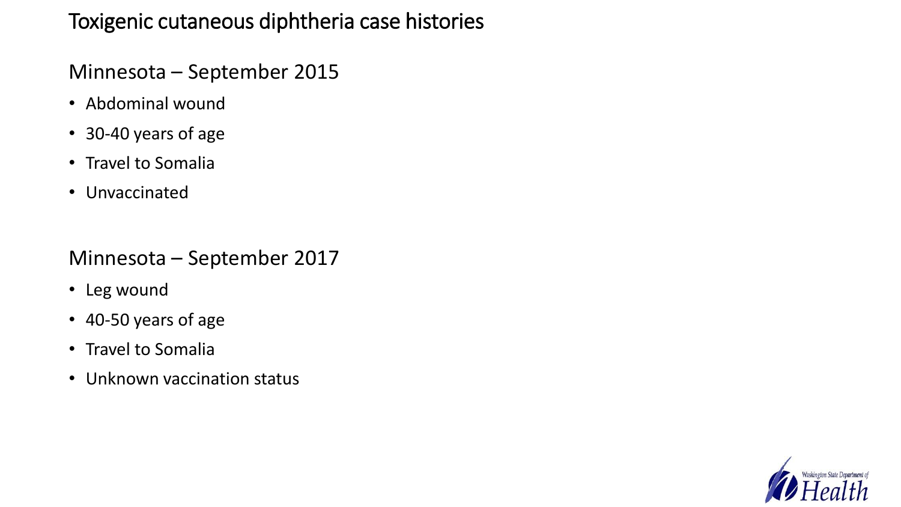# Toxigenic cutaneous diphtheria case histories

## Minnesota – September 2015

- Abdominal wound
- 30-40 years of age
- Travel to Somalia
- Unvaccinated

## Minnesota – September 2017

- Leg wound
- 40-50 years of age
- Travel to Somalia
- Unknown vaccination status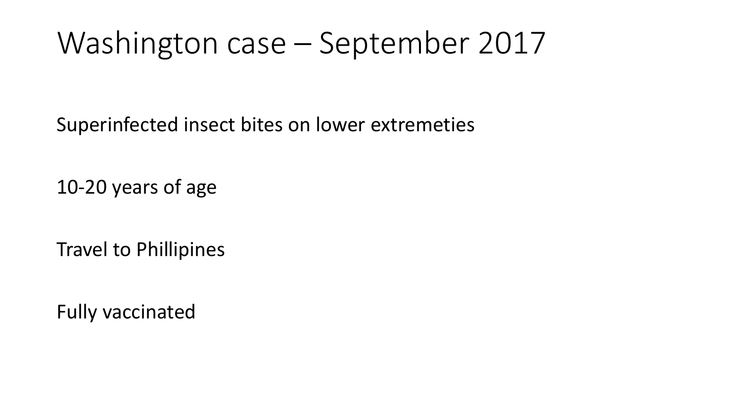# Washington case – September 2017

Superinfected insect bites on lower extremeties

10-20 years of age

Travel to Phillipines

Fully vaccinated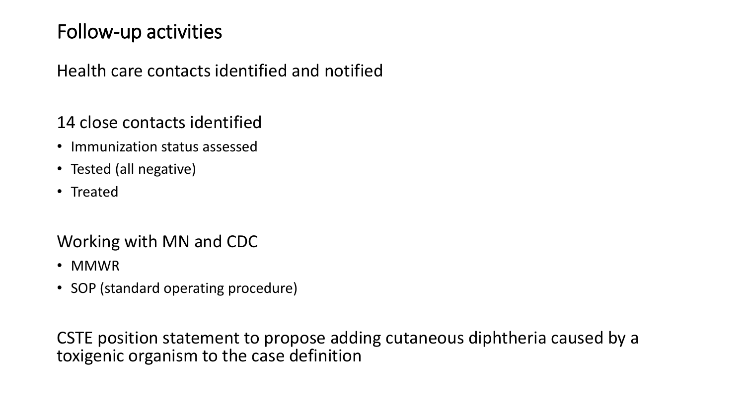# Follow-up activities

Health care contacts identified and notified

14 close contacts identified

- Immunization status assessed
- Tested (all negative)
- Treated

Working with MN and CDC

- MMWR
- SOP (standard operating procedure)

CSTE position statement to propose adding cutaneous diphtheria caused by a toxigenic organism to the case definition